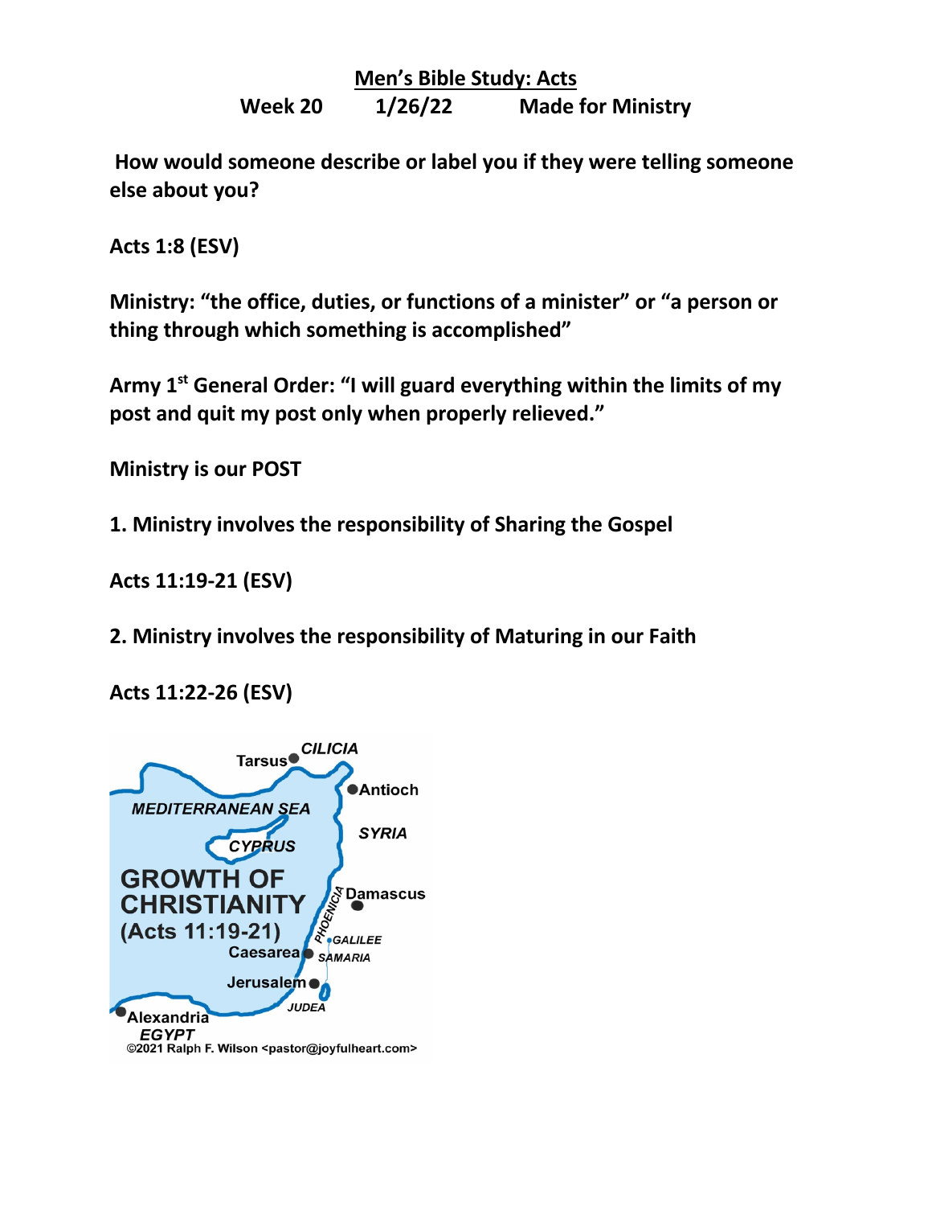# Men's Bible Study: Acts

**Week 20 1/26/22 Made for Ministry**

**How would someone describe or label you if they were telling someone else about you?**

**Acts 1:8 (ESV)**

**Ministry: "the office, duties, or functions of a minister" or "a person or thing through which something is accomplished"**

**Army 1st General Order: "I will guard everything within the limits of my post and quit my post only when properly relieved."**

**Ministry is our POST**

**1. Ministry involves the responsibility of Sharing the Gospel**

**Acts 11:19-21 (ESV)**

**2. Ministry involves the responsibility of Maturing in our Faith**

**Acts 11:22-26 (ESV)**

Tarsus CILICIA Antioch MEDITERRANEAN SEA SYRIA CYPRUS GROWTH OF CHRISTIANITY (Acts 11:19-21) Damascus PHOENICIA GALILEE Caesarea SAMARIA Jerusalem JUDEA Alexandria EGYPT

©2021 Ralph F. Wilson <pastor@joyfulheart.com>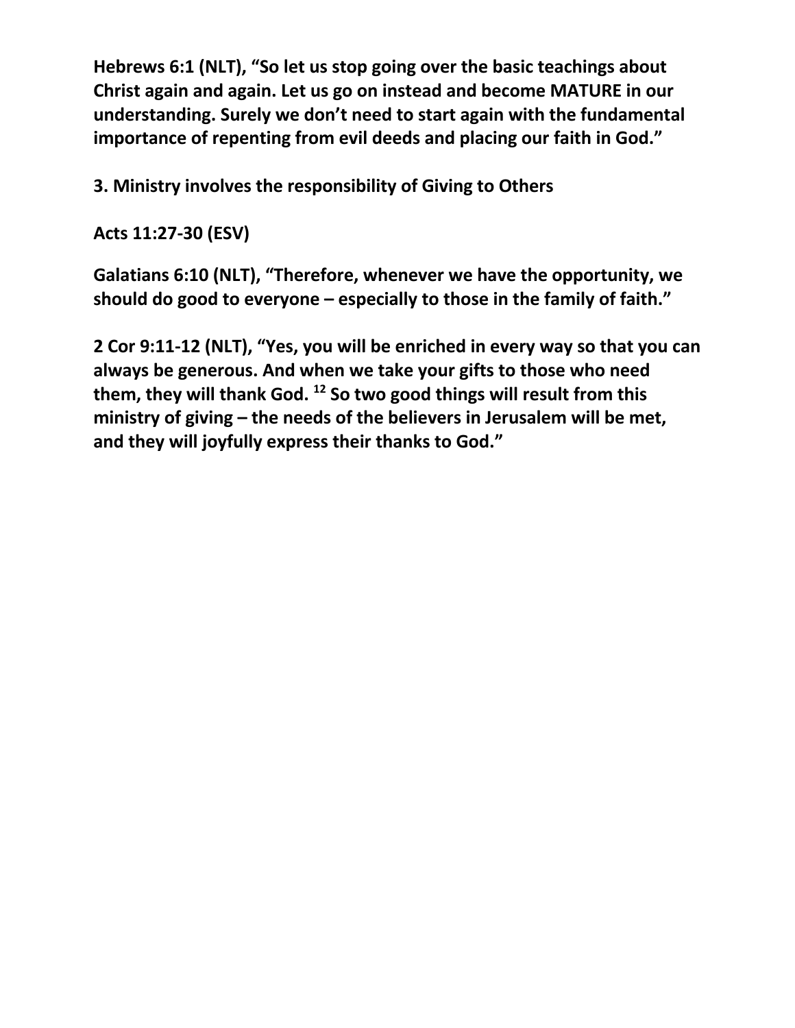**Hebrews 6:1 (NLT), "So let us stop going over the basic teachings about Christ again and again. Let us go on instead and become MATURE in our understanding. Surely we don't need to start again with the fundamental importance of repenting from evil deeds and placing our faith in God."**

**3. Ministry involves the responsibility of Giving to Others**

**Acts 11:27-30 (ESV)**

**Galatians 6:10 (NLT), "Therefore, whenever we have the opportunity, we should do good to everyone – especially to those in the family of faith."**

**2 Cor 9:11-12 (NLT), "Yes, you will be enriched in every way so that you can always be generous. And when we take your gifts to those who need them, they will thank God. [12] So two good things will result from this ministry of giving – the needs of the believers in Jerusalem will be met, and they will joyfully express their thanks to God."**